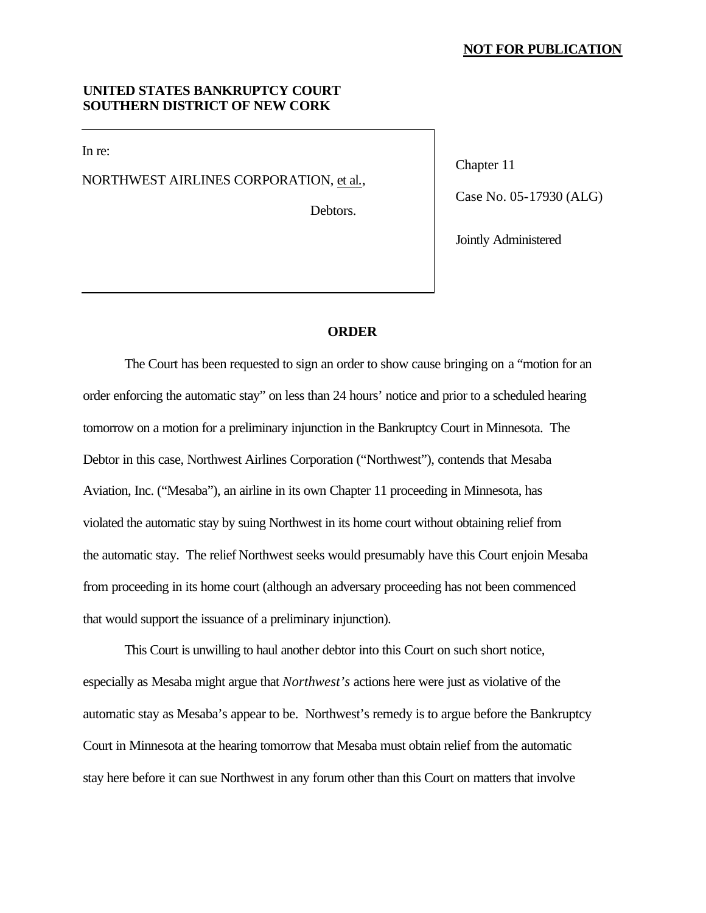**NOT FOR PUBLICATION**

**UNITED STATES BANKRUPTCY COURT**
**SOUTHERN DISTRICT OF NEW CORK**

In re:

NORTHWEST AIRLINES CORPORATION, et al.,

Debtors.

Chapter 11

Case No. 05-17930 (ALG)

Jointly Administered

**ORDER**

The Court has been requested to sign an order to show cause bringing on a "motion for an order enforcing the automatic stay" on less than 24 hours' notice and prior to a scheduled hearing tomorrow on a motion for a preliminary injunction in the Bankruptcy Court in Minnesota. The Debtor in this case, Northwest Airlines Corporation ("Northwest"), contends that Mesaba Aviation, Inc. ("Mesaba"), an airline in its own Chapter 11 proceeding in Minnesota, has violated the automatic stay by suing Northwest in its home court without obtaining relief from the automatic stay. The relief Northwest seeks would presumably have this Court enjoin Mesaba from proceeding in its home court (although an adversary proceeding has not been commenced that would support the issuance of a preliminary injunction).

This Court is unwilling to haul another debtor into this Court on such short notice, especially as Mesaba might argue that *Northwest's* actions here were just as violative of the automatic stay as Mesaba's appear to be. Northwest's remedy is to argue before the Bankruptcy Court in Minnesota at the hearing tomorrow that Mesaba must obtain relief from the automatic stay here before it can sue Northwest in any forum other than this Court on matters that involve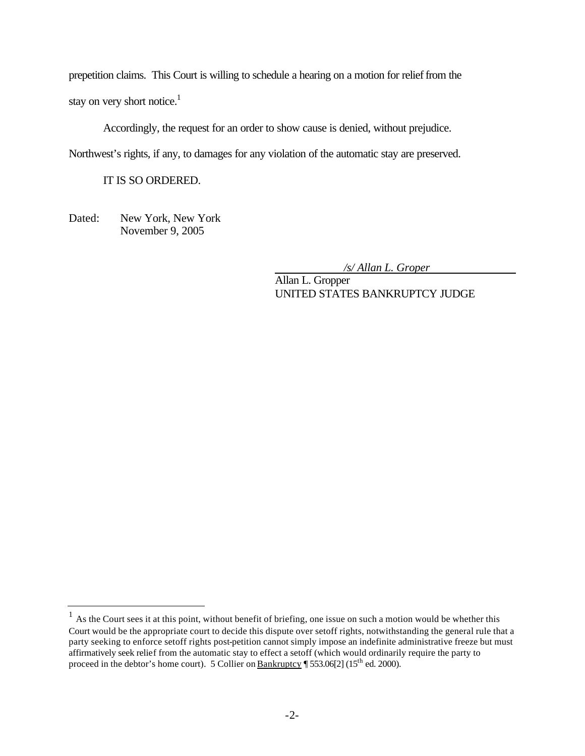prepetition claims. This Court is willing to schedule a hearing on a motion for relief from the stay on very short notice.[1]

Accordingly, the request for an order to show cause is denied, without prejudice. Northwest's rights, if any, to damages for any violation of the automatic stay are preserved.

IT IS SO ORDERED.

Dated: New York, New York
November 9, 2005

*/s/ Allan L. Groper*
Allan L. Gropper
UNITED STATES BANKRUPTCY JUDGE

---

[1] As the Court sees it at this point, without benefit of briefing, one issue on such a motion would be whether this Court would be the appropriate court to decide this dispute over setoff rights, notwithstanding the general rule that a party seeking to enforce setoff rights post-petition cannot simply impose an indefinite administrative freeze but must affirmatively seek relief from the automatic stay to effect a setoff (which would ordinarily require the party to proceed in the debtor's home court). 5 Collier on Bankruptcy ¶ 553.06[2] (15th ed. 2000).